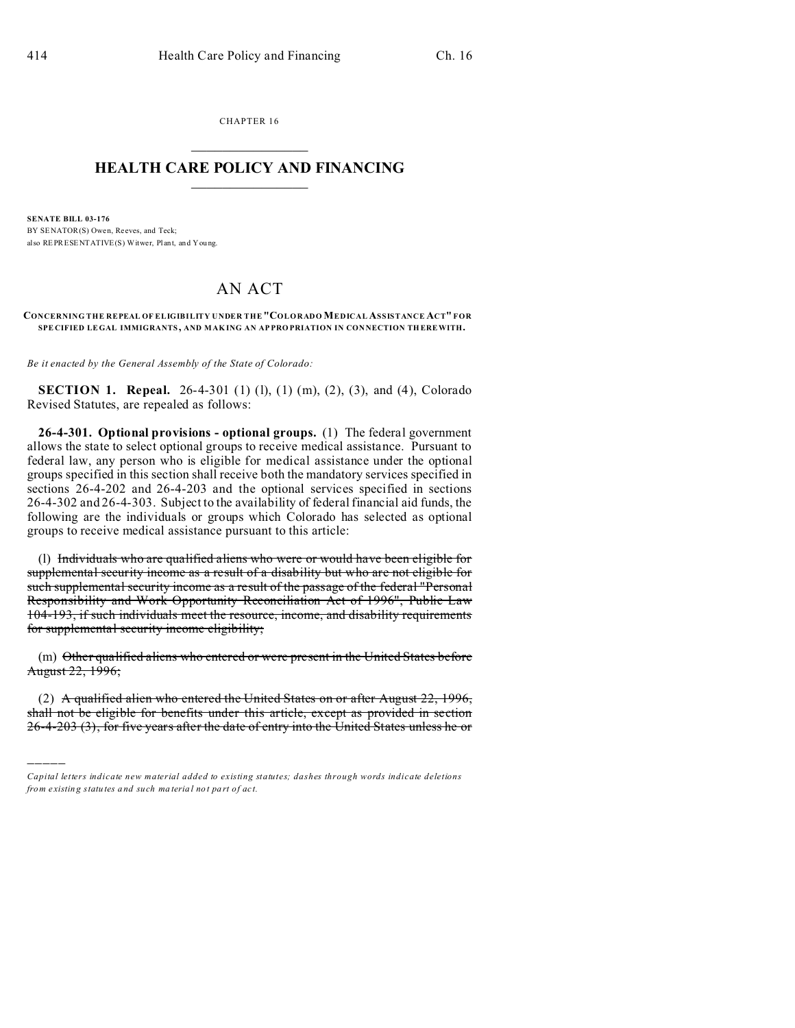CHAPTER 16

# HEALTH CARE POLICY AND FINANCING

**SENATE BILL 03-176**

BY SENATOR(S) Owen, Reeves, and Teck;
also REPRESENTATIVE(S) Witwer, Plant, and Young.

## AN ACT

**CONCERNING THE REPEAL OF ELIGIBILITY UNDER THE "COLORADO MEDICAL ASSISTANCE ACT" FOR SPECIFIED LEGAL IMMIGRANTS, AND MAKING AN APPROPRIATION IN CONNECTION THEREWITH.**

*Be it enacted by the General Assembly of the State of Colorado:*

**SECTION 1. Repeal.** 26-4-301 (1) (l), (1) (m), (2), (3), and (4), Colorado Revised Statutes, are repealed as follows:

**26-4-301. Optional provisions - optional groups.** (1) The federal government allows the state to select optional groups to receive medical assistance. Pursuant to federal law, any person who is eligible for medical assistance under the optional groups specified in this section shall receive both the mandatory services specified in sections 26-4-202 and 26-4-203 and the optional services specified in sections 26-4-302 and 26-4-303. Subject to the availability of federal financial aid funds, the following are the individuals or groups which Colorado has selected as optional groups to receive medical assistance pursuant to this article:

(l) ~~Individuals who are qualified aliens who were or would have been eligible for supplemental security income as a result of a disability but who are not eligible for such supplemental security income as a result of the passage of the federal "Personal Responsibility and Work Opportunity Reconciliation Act of 1996", Public Law 104-193, if such individuals meet the resource, income, and disability requirements for supplemental security income eligibility;~~

(m) ~~Other qualified aliens who entered or were present in the United States before August 22, 1996;~~

(2) ~~A qualified alien who entered the United States on or after August 22, 1996, shall not be eligible for benefits under this article, except as provided in section 26-4-203 (3), for five years after the date of entry into the United States unless he or~~

---

*Capital letters indicate new material added to existing statutes; dashes through words indicate deletions from existing statutes and such material not part of act.*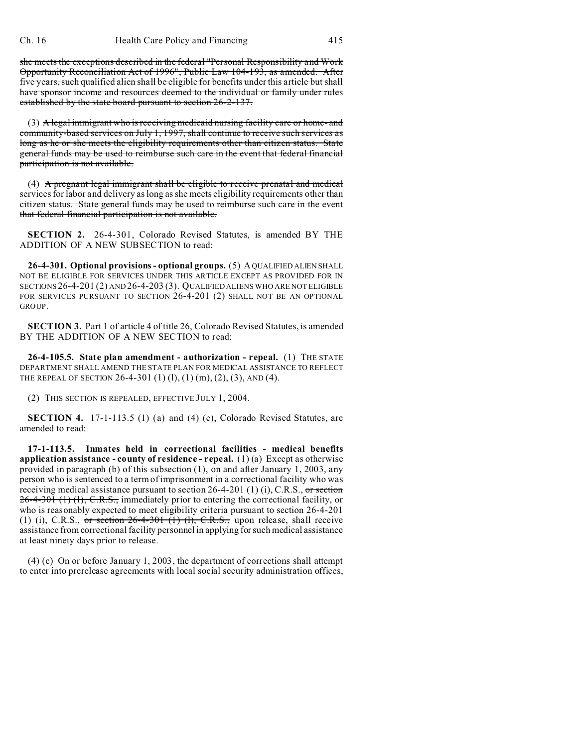she meets the exceptions described in the federal "Personal Responsibility and Work Opportunity Reconciliation Act of 1996", Public Law 104-193, as amended. After five years, such qualified alien shall be eligible for benefits under this article but shall have sponsor income and resources deemed to the individual or family under rules established by the state board pursuant to section 26-2-137.

(3) A legal immigrant who is receiving medicaid nursing facility care or home- and community-based services on July 1, 1997, shall continue to receive such services as long as he or she meets the eligibility requirements other than citizen status. State general funds may be used to reimburse such care in the event that federal financial participation is not available.

(4) A pregnant legal immigrant shall be eligible to receive prenatal and medical services for labor and delivery as long as she meets eligibility requirements other than citizen status. State general funds may be used to reimburse such care in the event that federal financial participation is not available.

**SECTION 2.** 26-4-301, Colorado Revised Statutes, is amended BY THE ADDITION OF A NEW SUBSECTION to read:

**26-4-301. Optional provisions - optional groups.** (5) A QUALIFIED ALIEN SHALL NOT BE ELIGIBLE FOR SERVICES UNDER THIS ARTICLE EXCEPT AS PROVIDED FOR IN SECTIONS 26-4-201 (2) AND 26-4-203 (3). QUALIFIED ALIENS WHO ARE NOT ELIGIBLE FOR SERVICES PURSUANT TO SECTION 26-4-201 (2) SHALL NOT BE AN OPTIONAL GROUP.

**SECTION 3.** Part 1 of article 4 of title 26, Colorado Revised Statutes, is amended BY THE ADDITION OF A NEW SECTION to read:

**26-4-105.5. State plan amendment - authorization - repeal.** (1) THE STATE DEPARTMENT SHALL AMEND THE STATE PLAN FOR MEDICAL ASSISTANCE TO REFLECT THE REPEAL OF SECTION 26-4-301 (1) (l), (1) (m), (2), (3), AND (4).

(2) THIS SECTION IS REPEALED, EFFECTIVE JULY 1, 2004.

**SECTION 4.** 17-1-113.5 (1) (a) and (4) (c), Colorado Revised Statutes, are amended to read:

**17-1-113.5. Inmates held in correctional facilities - medical benefits application assistance - county of residence - repeal.** (1) (a) Except as otherwise provided in paragraph (b) of this subsection (1), on and after January 1, 2003, any person who is sentenced to a term of imprisonment in a correctional facility who was receiving medical assistance pursuant to section 26-4-201 (1) (i), C.R.S., or section 26-4-301 (1) (l), C.R.S., immediately prior to entering the correctional facility, or who is reasonably expected to meet eligibility criteria pursuant to section 26-4-201 (1) (i), C.R.S., or section 26-4-301 (1) (l), C.R.S., upon release, shall receive assistance from correctional facility personnel in applying for such medical assistance at least ninety days prior to release.

(4) (c) On or before January 1, 2003, the department of corrections shall attempt to enter into prerelease agreements with local social security administration offices,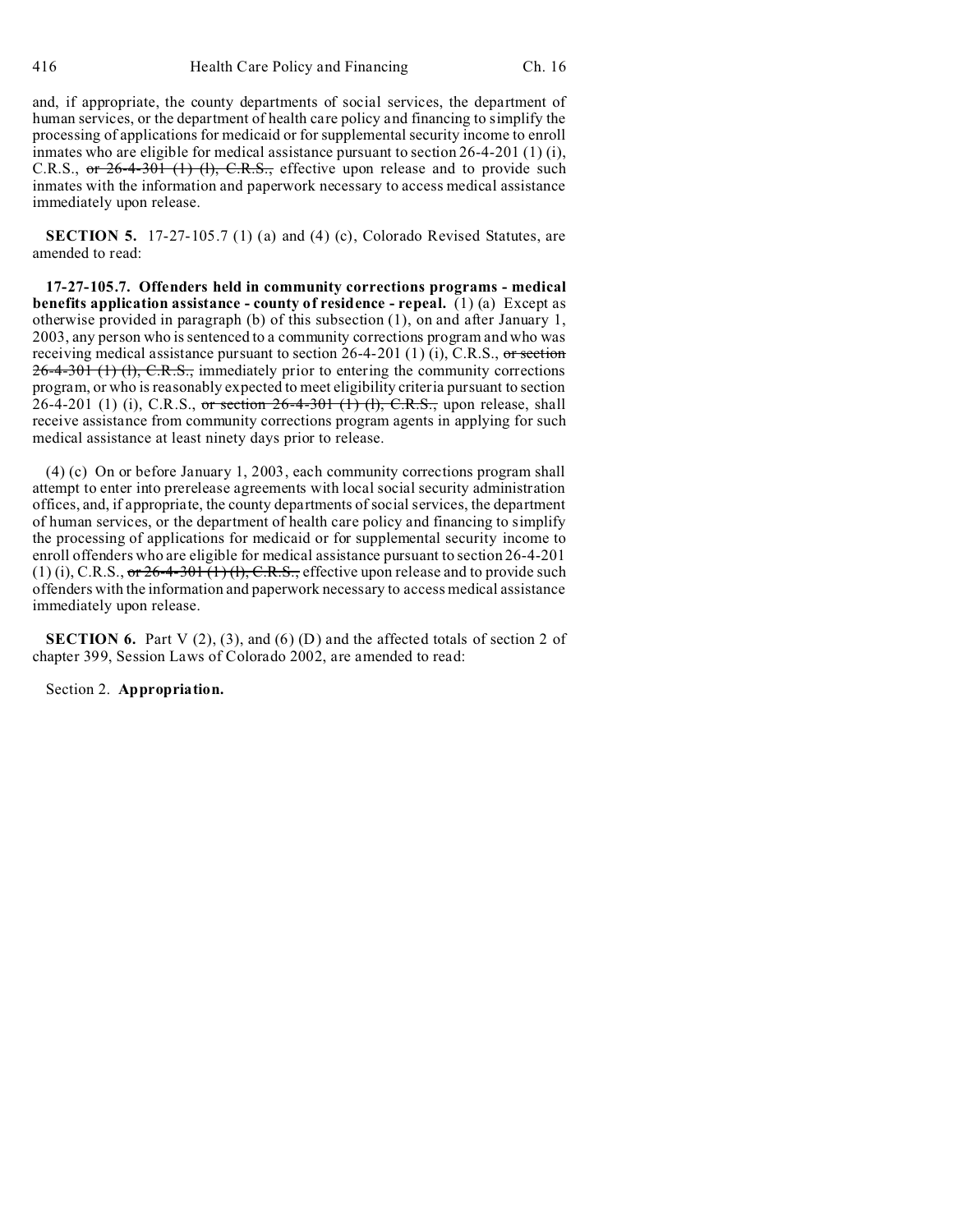and, if appropriate, the county departments of social services, the department of human services, or the department of health care policy and financing to simplify the processing of applications for medicaid or for supplemental security income to enroll inmates who are eligible for medical assistance pursuant to section 26-4-201 (1) (i), C.R.S., ~~or 26-4-301 (1) (l), C.R.S.,~~ effective upon release and to provide such inmates with the information and paperwork necessary to access medical assistance immediately upon release.

**SECTION 5.** 17-27-105.7 (1) (a) and (4) (c), Colorado Revised Statutes, are amended to read:

**17-27-105.7. Offenders held in community corrections programs - medical benefits application assistance - county of residence - repeal.** (1) (a) Except as otherwise provided in paragraph (b) of this subsection (1), on and after January 1, 2003, any person who is sentenced to a community corrections program and who was receiving medical assistance pursuant to section 26-4-201 (1) (i), C.R.S., ~~or section 26-4-301 (1) (l), C.R.S.,~~ immediately prior to entering the community corrections program, or who is reasonably expected to meet eligibility criteria pursuant to section 26-4-201 (1) (i), C.R.S., ~~or section 26-4-301 (1) (l), C.R.S.,~~ upon release, shall receive assistance from community corrections program agents in applying for such medical assistance at least ninety days prior to release.

(4) (c) On or before January 1, 2003, each community corrections program shall attempt to enter into prerelease agreements with local social security administration offices, and, if appropriate, the county departments of social services, the department of human services, or the department of health care policy and financing to simplify the processing of applications for medicaid or for supplemental security income to enroll offenders who are eligible for medical assistance pursuant to section 26-4-201 (1) (i), C.R.S., ~~or 26-4-301 (1) (l), C.R.S.,~~ effective upon release and to provide such offenders with the information and paperwork necessary to access medical assistance immediately upon release.

**SECTION 6.** Part V (2), (3), and (6) (D) and the affected totals of section 2 of chapter 399, Session Laws of Colorado 2002, are amended to read:

Section 2. **Appropriation.**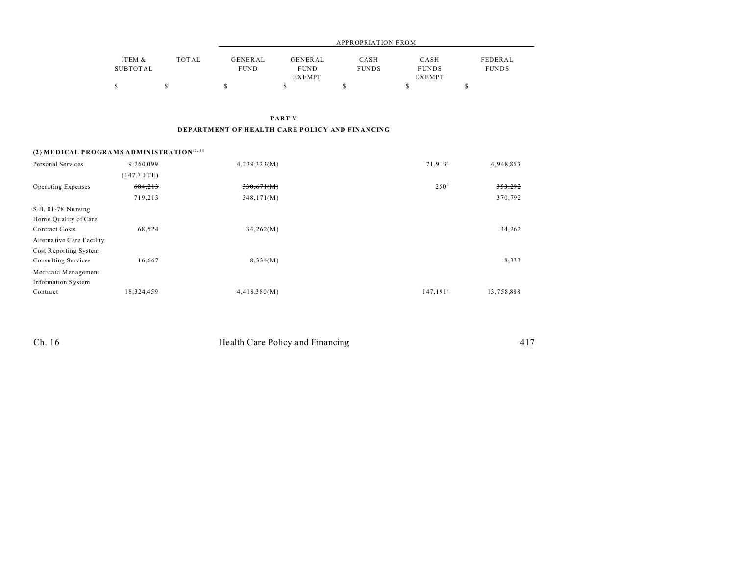| | ITEM & SUBTOTAL | TOTAL | APPROPRIATION FROM GENERAL FUND | GENERAL FUND EXEMPT | CASH FUNDS | CASH FUNDS EXEMPT | FEDERAL FUNDS |
|---|---|---|---|---|---|---|---|
| | $ | $ | $ | $ | $ | $ | $ |

**PART V**

**DEPARTMENT OF HEALTH CARE POLICY AND FINANCING**

| | ITEM & SUBTOTAL | TOTAL | GENERAL FUND | GENERAL FUND EXEMPT | CASH FUNDS | CASH FUNDS EXEMPT | FEDERAL FUNDS |
|---|---|---|---|---|---|---|---|
| **(2) MEDICAL PROGRAMS ADMINISTRATION[43, 44]** | | | | | | | |
| Personal Services | 9,260,099 | | 4,239,323(M) | | | 71,913[a] | 4,948,863 |
| | (147.7 FTE) | | | | | | |
| Operating Expenses | ~~684,213~~ | | ~~330,671(M)~~ | | | 250[b] | ~~353,292~~ |
| | 719,213 | | 348,171(M) | | | | 370,792 |
| S.B. 01-78 Nursing Home Quality of Care Contract Costs | 68,524 | | 34,262(M) | | | | 34,262 |
| Alternative Care Facility Cost Reporting System Consulting Services | 16,667 | | 8,334(M) | | | | 8,333 |
| Medicaid Management Information System Contract | 18,324,459 | | 4,418,380(M) | | | 147,191[c] | 13,758,888 |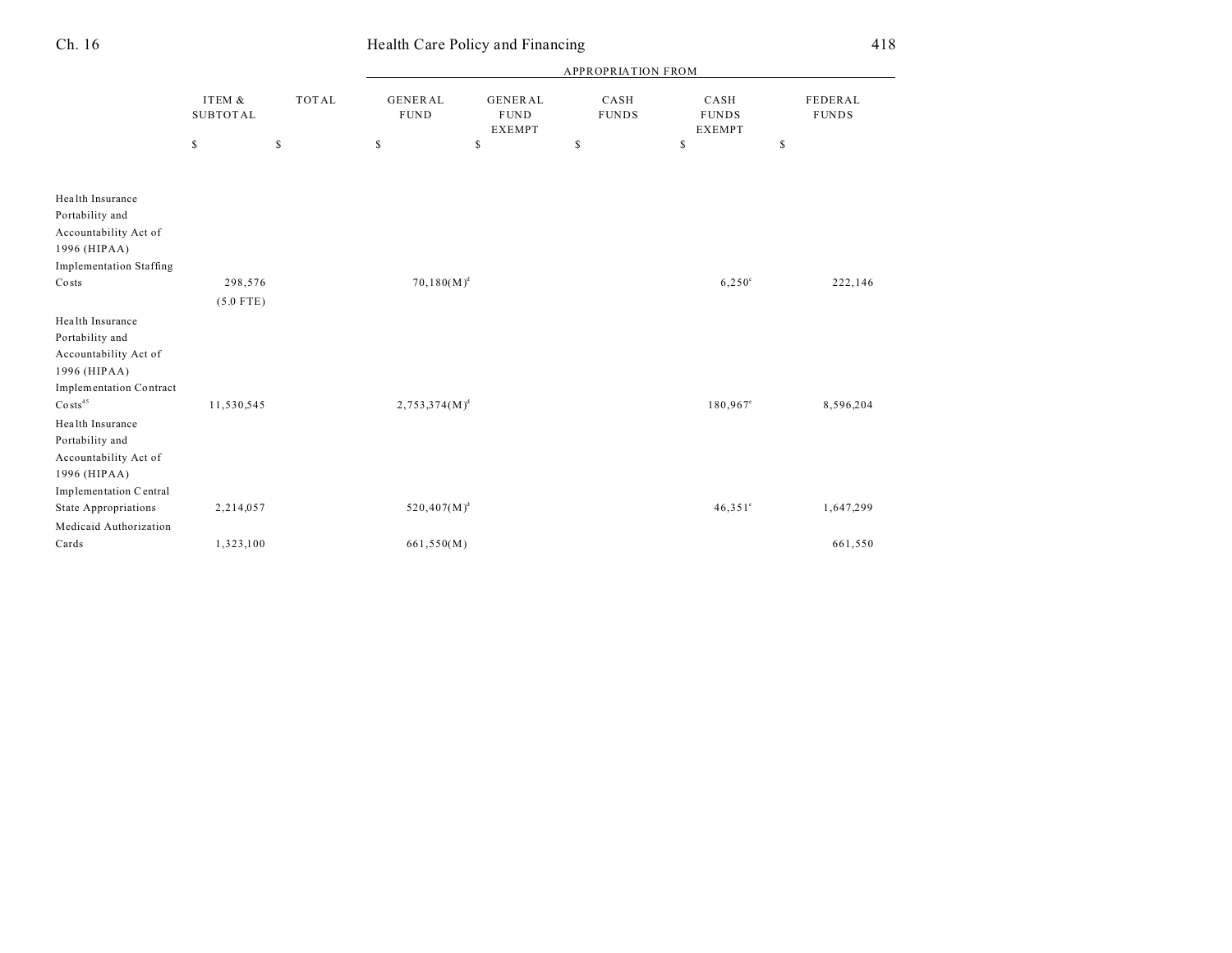| | ITEM & SUBTOTAL | TOTAL | APPROPRIATION FROM | | | | |
|---|---|---|---|---|---|---|---|
| | | | GENERAL FUND | GENERAL FUND EXEMPT | CASH FUNDS | CASH FUNDS EXEMPT | FEDERAL FUNDS |
| | $ | $ | $ | $ | $ | $ | $ |
| Health Insurance Portability and Accountability Act of 1996 (HIPAA) Implementation Staffing Costs | 298,576<br>(5.0 FTE) | | 70,180(M)[d] | | | 6,250[e] | 222,146 |
| Health Insurance Portability and Accountability Act of 1996 (HIPAA) Implementation Contract Costs[45] | 11,530,545 | | 2,753,374(M)[d] | | | 180,967[e] | 8,596,204 |
| Health Insurance Portability and Accountability Act of 1996 (HIPAA) Implementation Central State Appropriations | 2,214,057 | | 520,407(M)[d] | | | 46,351[e] | 1,647,299 |
| Medicaid Authorization Cards | 1,323,100 | | 661,550(M) | | | | 661,550 |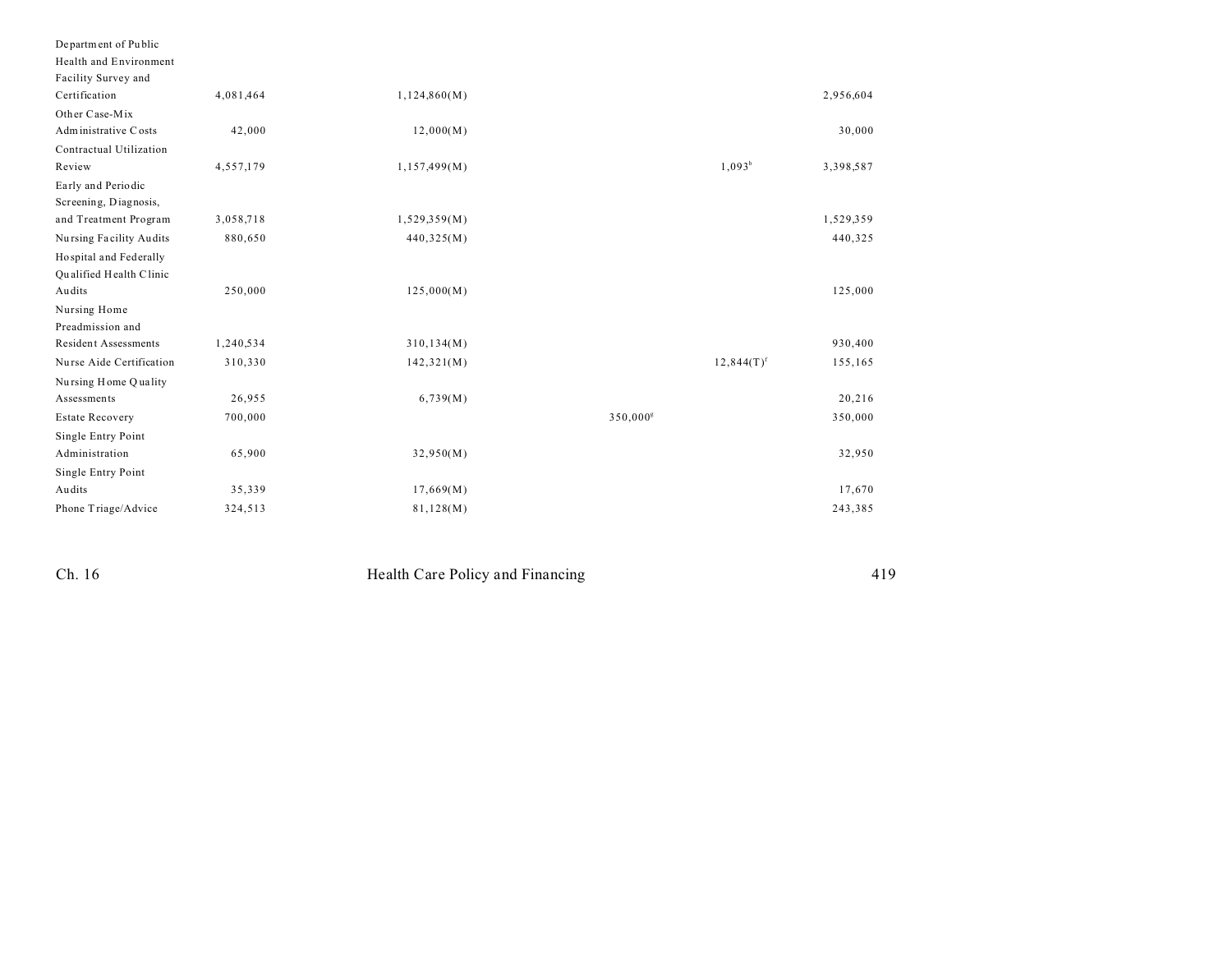| | | | | | |
|---|---|---|---|---|---|
| Department of Public Health and Environment Facility Survey and Certification | 4,081,464 | 1,124,860(M) | | | 2,956,604 |
| Other Case-Mix Administrative Costs | 42,000 | 12,000(M) | | | 30,000 |
| Contractual Utilization Review | 4,557,179 | 1,157,499(M) | | 1,093[b] | 3,398,587 |
| Early and Periodic Screening, Diagnosis, and Treatment Program | 3,058,718 | 1,529,359(M) | | | 1,529,359 |
| Nursing Facility Audits | 880,650 | 440,325(M) | | | 440,325 |
| Hospital and Federally Qualified Health Clinic Audits | 250,000 | 125,000(M) | | | 125,000 |
| Nursing Home Preadmission and Resident Assessments | 1,240,534 | 310,134(M) | | | 930,400 |
| Nurse Aide Certification | 310,330 | 142,321(M) | | 12,844(T)[f] | 155,165 |
| Nursing Home Quality Assessments | 26,955 | 6,739(M) | | | 20,216 |
| Estate Recovery | 700,000 | | 350,000[g] | | 350,000 |
| Single Entry Point Administration | 65,900 | 32,950(M) | | | 32,950 |
| Single Entry Point Audits | 35,339 | 17,669(M) | | | 17,670 |
| Phone Triage/Advice | 324,513 | 81,128(M) | | | 243,385 |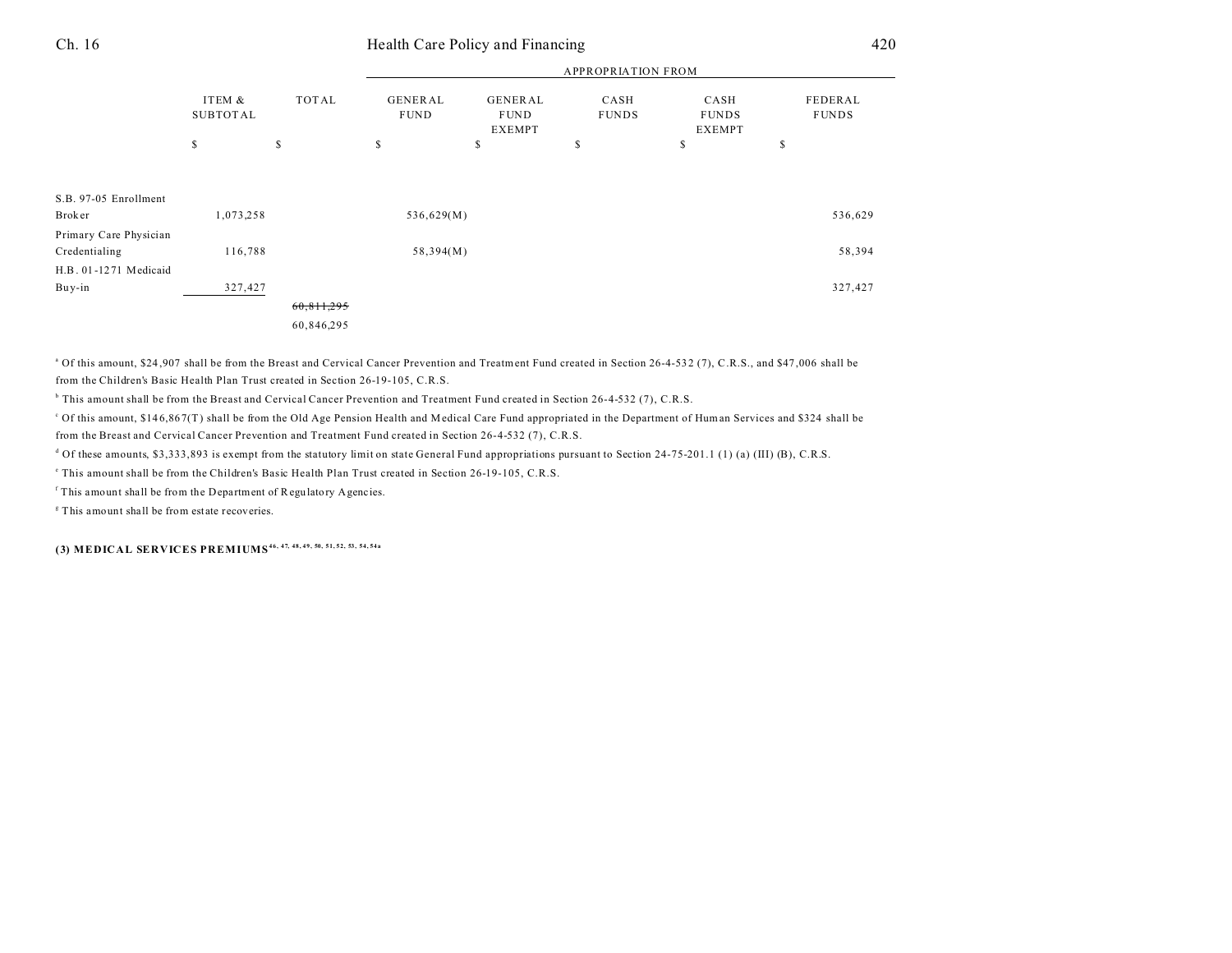| | ITEM & SUBTOTAL | TOTAL | GENERAL FUND | GENERAL FUND EXEMPT | CASH FUNDS | CASH FUNDS EXEMPT | FEDERAL FUNDS |
|---|---|---|---|---|---|---|---|
| | $ | $ | $ | $ | $ | $ | $ |
| S.B. 97-05 Enrollment Broker | 1,073,258 | | 536,629(M) | | | | 536,629 |
| Primary Care Physician Credentialing | 116,788 | | 58,394(M) | | | | 58,394 |
| H.B. 01-1271 Medicaid Buy-in | 327,427 | | | | | | 327,427 |
| | | ~~60,811,295~~ | | | | | |
| | | 60,846,295 | | | | | |

[a] Of this amount, $24,907 shall be from the Breast and Cervical Cancer Prevention and Treatment Fund created in Section 26-4-532 (7), C.R.S., and $47,006 shall be from the Children's Basic Health Plan Trust created in Section 26-19-105, C.R.S.

[b] This amount shall be from the Breast and Cervical Cancer Prevention and Treatment Fund created in Section 26-4-532 (7), C.R.S.

[c] Of this amount, $146,867(T) shall be from the Old Age Pension Health and Medical Care Fund appropriated in the Department of Human Services and $324 shall be from the Breast and Cervical Cancer Prevention and Treatment Fund created in Section 26-4-532 (7), C.R.S.

[d] Of these amounts, $3,333,893 is exempt from the statutory limit on state General Fund appropriations pursuant to Section 24-75-201.1 (1) (a) (III) (B), C.R.S.

[e] This amount shall be from the Children's Basic Health Plan Trust created in Section 26-19-105, C.R.S.

[f] This amount shall be from the Department of Regulatory Agencies.

[g] This amount shall be from estate recoveries.

**(3) MEDICAL SERVICES PREMIUMS**[46, 47, 48, 49, 50, 51, 52, 53, 54, 54a]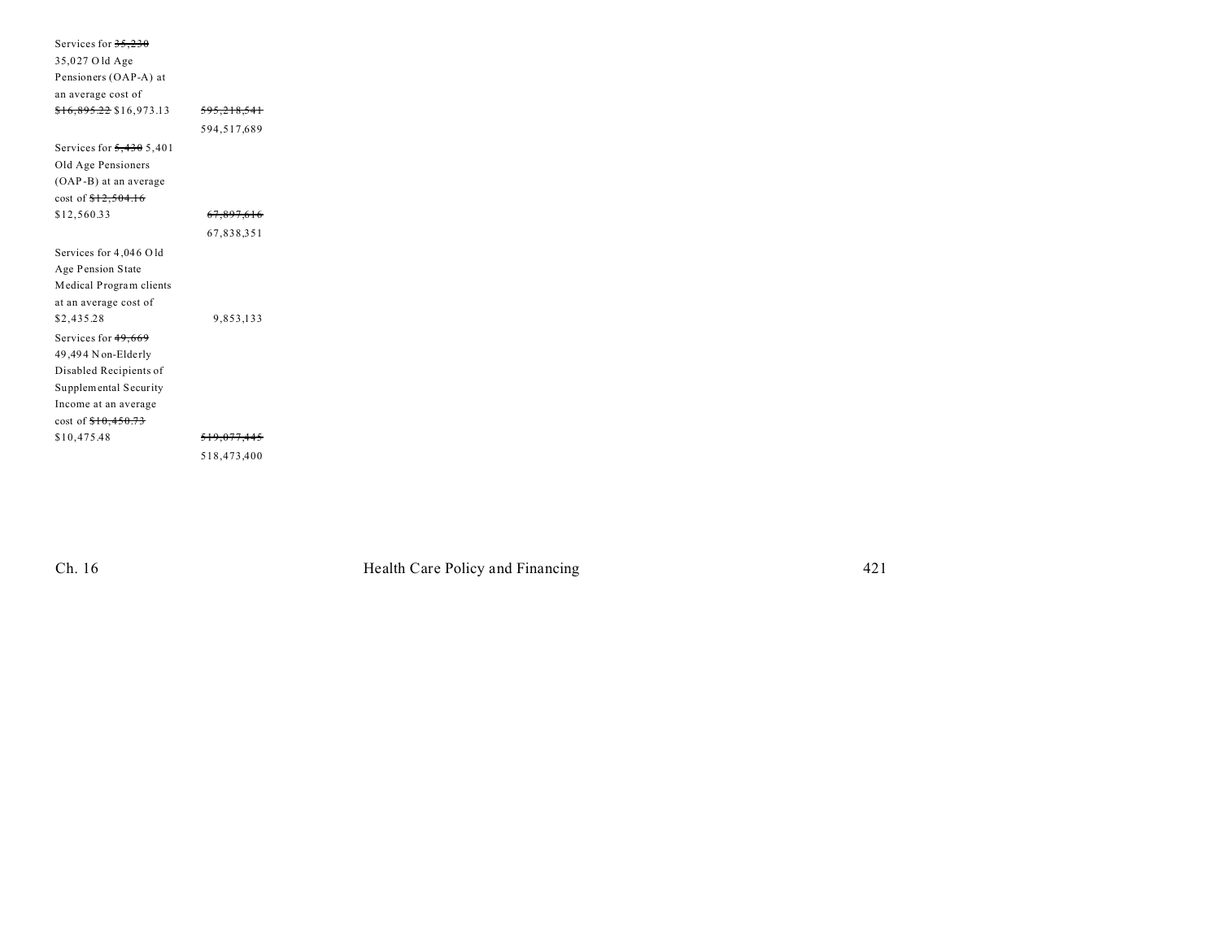| | |
|---|---|
| Services for ~~35,230~~ 35,027 Old Age Pensioners (OAP-A) at an average cost of ~~$16,895.22~~ $16,973.13 | ~~595,218,541~~ 594,517,689 |
| Services for ~~5,430~~ 5,401 Old Age Pensioners (OAP-B) at an average cost of ~~$12,504.16~~ $12,560.33 | ~~67,897,616~~ 67,838,351 |
| Services for 4,046 Old Age Pension State Medical Program clients at an average cost of $2,435.28 | 9,853,133 |
| Services for ~~49,669~~ 49,494 Non-Elderly Disabled Recipients of Supplemental Security Income at an average cost of ~~$10,450.73~~ $10,475.48 | ~~519,077,445~~ 518,473,400 |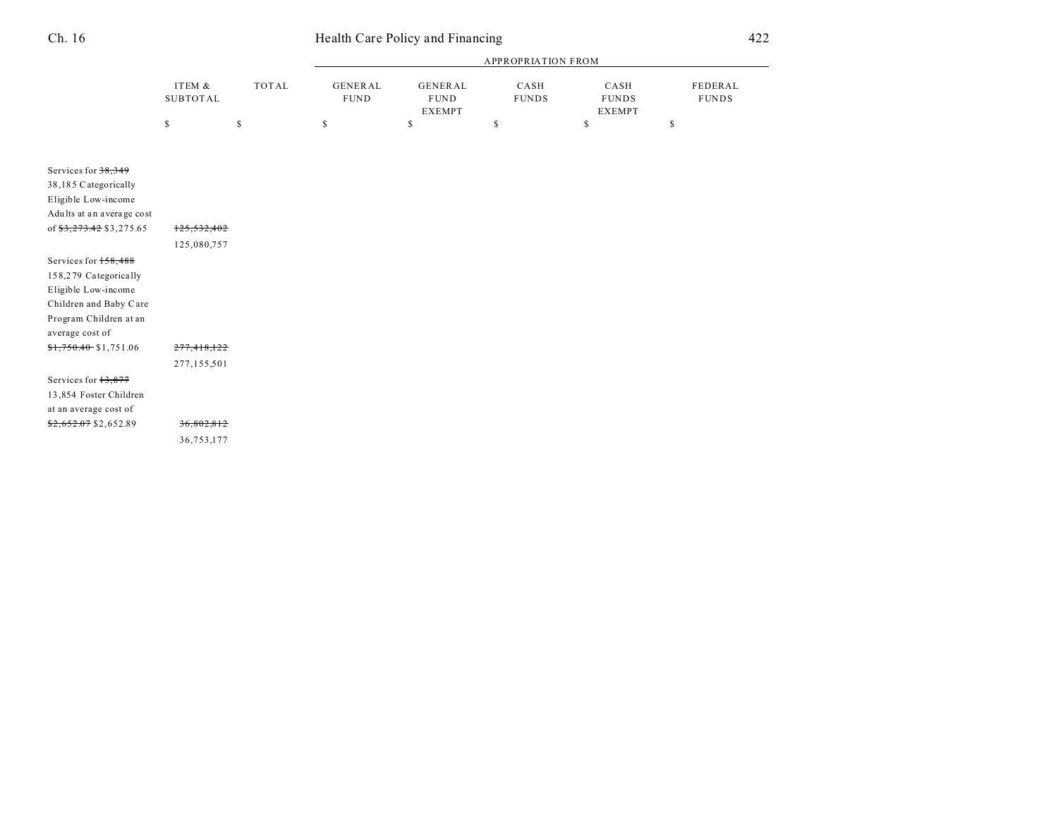| | ITEM & SUBTOTAL | TOTAL | APPROPRIATION FROM | | | | |
|---|---|---|---|---|---|---|---|
| | | | GENERAL FUND | GENERAL FUND EXEMPT | CASH FUNDS | CASH FUNDS EXEMPT | FEDERAL FUNDS |
| | $ | $ | $ | $ | $ | $ | $ |
| Services for ~~38,349~~ 38,185 Categorically Eligible Low-income Adults at an average cost of ~~$3,273.42~~ $3,275.65 | ~~125,532,402~~ 125,080,757 | | | | | | |
| Services for ~~158,488~~ 158,279 Categorically Eligible Low-income Children and Baby Care Program Children at an average cost of ~~$1,750.40~~ $1,751.06 | ~~277,418,122~~ 277,155,501 | | | | | | |
| Services for ~~13,877~~ 13,854 Foster Children at an average cost of ~~$2,652.07~~ $2,652.89 | ~~36,802,812~~ 36,753,177 | | | | | | |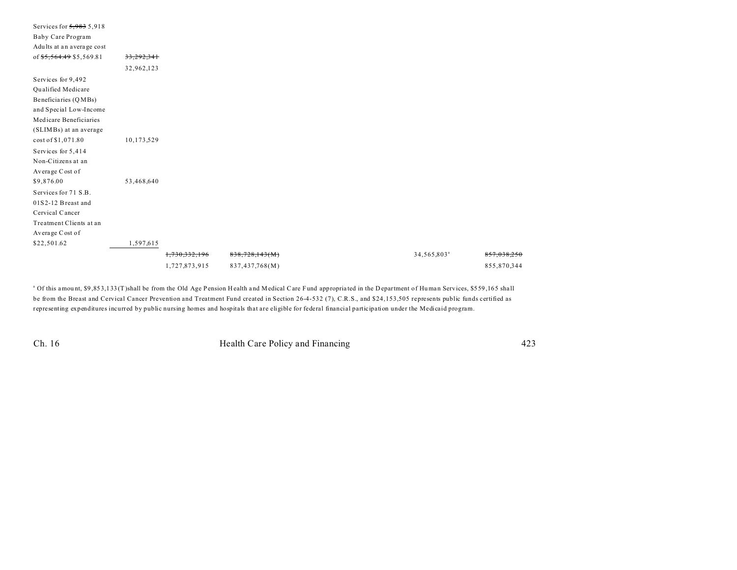| | | | | | | |
|---|---|---|---|---|---|---|
| Services for ~~5,983~~ 5,918 Baby Care Program Adults at an average cost of ~~$5,564.49~~ $5,569.81 | ~~33,292,341~~ 32,962,123 | | | | | |
| Services for 9,492 Qualified Medicare Beneficiaries (QMBs) and Special Low-Income Medicare Beneficiaries (SLIMBs) at an average cost of $1,071.80 | 10,173,529 | | | | | |
| Services for 5,414 Non-Citizens at an Average Cost of $9,876.00 | 53,468,640 | | | | | |
| Services for 71 S.B. 01S2-12 Breast and Cervical Cancer Treatment Clients at an Average Cost of $22,501.62 | 1,597,615 | | | | | |
| | | ~~1,730,332,196~~ 1,727,873,915 | ~~838,728,143(M)~~ 837,437,768(M) | | 34,565,803[a] | ~~857,038,250~~ 855,870,344 |

[a] Of this amount, $9,853,133(T)shall be from the Old Age Pension Health and Medical Care Fund appropriated in the Department of Human Services, $559,165 shall be from the Breast and Cervical Cancer Prevention and Treatment Fund created in Section 26-4-532 (7), C.R.S., and $24,153,505 represents public funds certified as representing expenditures incurred by public nursing homes and hospitals that are eligible for federal financial participation under the Medicaid program.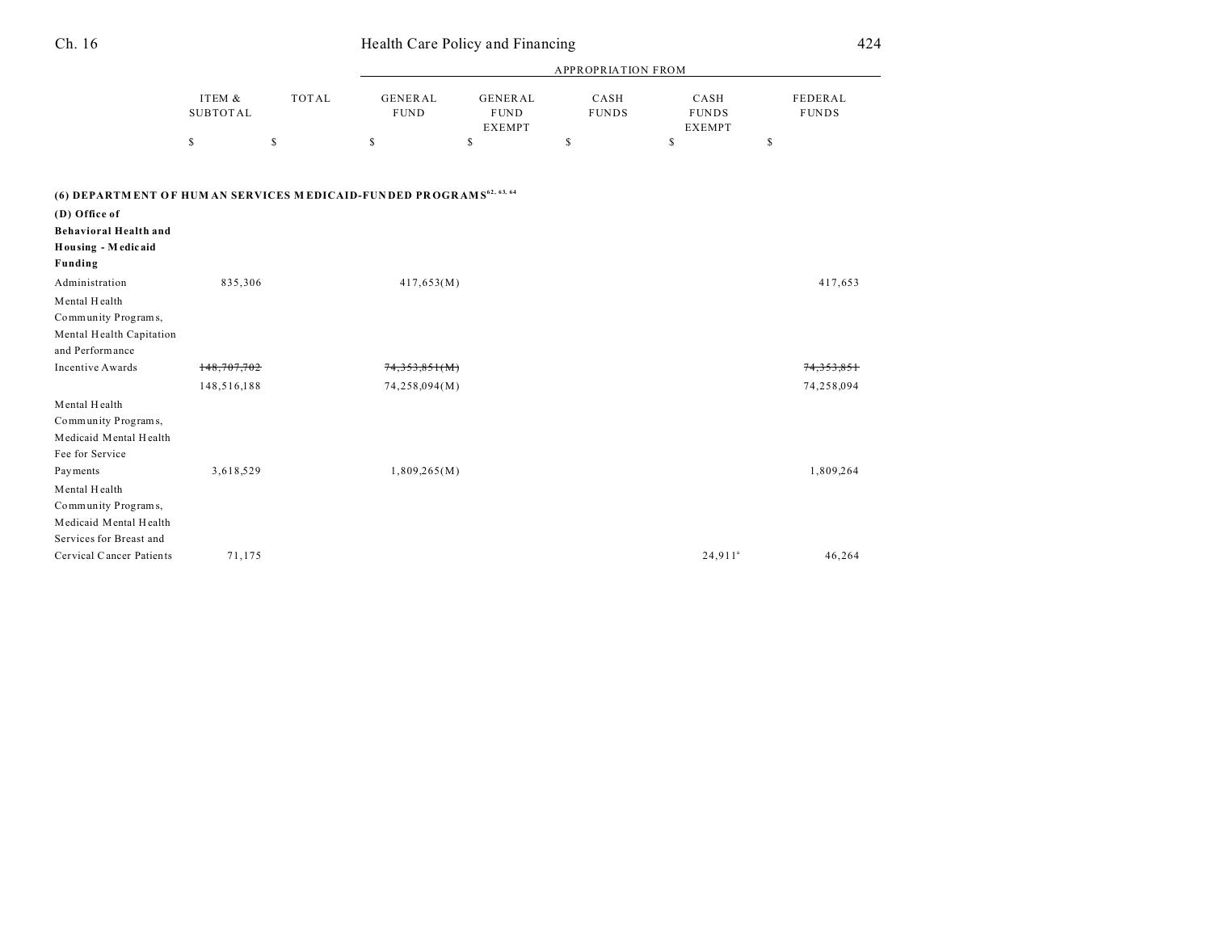| | ITEM & SUBTOTAL | TOTAL | APPROPRIATION FROM GENERAL FUND | GENERAL FUND EXEMPT | CASH FUNDS | CASH FUNDS EXEMPT | FEDERAL FUNDS |
|---|---|---|---|---|---|---|---|
| | $ | $ | $ | $ | $ | $ | $ |
| **(6) DEPARTMENT OF HUMAN SERVICES MEDICAID-FUNDED PROGRAMS**[62, 63, 64] | | | | | | | |
| **(D) Office of Behavioral Health and Housing - Medicaid Funding** | | | | | | | |
| Administration | 835,306 | | 417,653(M) | | | | 417,653 |
| Mental Health Community Programs, Mental Health Capitation and Performance Incentive Awards | ~~148,707,702~~ | | ~~74,353,851(M)~~ | | | | ~~74,353,851~~ |
| | 148,516,188 | | 74,258,094(M) | | | | 74,258,094 |
| Mental Health Community Programs, Medicaid Mental Health Fee for Service Payments | 3,618,529 | | 1,809,265(M) | | | | 1,809,264 |
| Mental Health Community Programs, Medicaid Mental Health Services for Breast and Cervical Cancer Patients | 71,175 | | | | | 24,911[a] | 46,264 |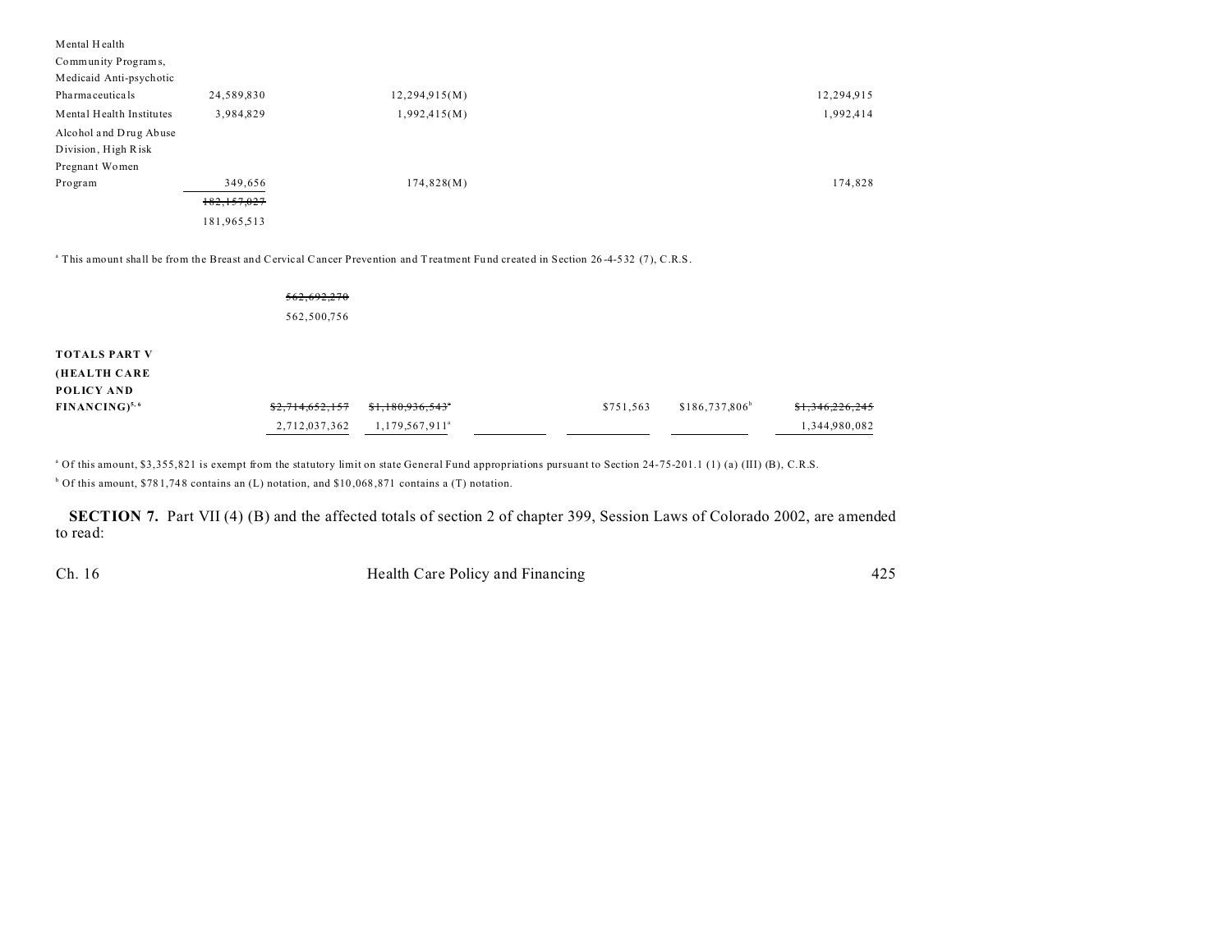| | | | | | | |
|---|---|---|---|---|---|---|
| Mental Health Community Programs, Medicaid Anti-psychotic Pharmaceuticals | 24,589,830 | 12,294,915(M) | | | | 12,294,915 |
| Mental Health Institutes | 3,984,829 | 1,992,415(M) | | | | 1,992,414 |
| Alcohol and Drug Abuse Division, High Risk Pregnant Women Program | 349,656 | 174,828(M) | | | | 174,828 |
| | ~~182,157,027~~ | | | | | |
| | 181,965,513 | | | | | |

[a] This amount shall be from the Breast and Cervical Cancer Prevention and Treatment Fund created in Section 26-4-532 (7), C.R.S.

| | | | | | | |
|---|---|---|---|---|---|---|
| | ~~562,692,270~~ | | | | | |
| | 562,500,756 | | | | | |
| **TOTALS PART V (HEALTH CARE POLICY AND FINANCING)**[5, 6] | ~~$2,714,652,157~~ | ~~$1,180,936,543~~[a] | | $751,563 | $186,737,806[b] | ~~$1,346,226,245~~ |
| | 2,712,037,362 | 1,179,567,911[a] | | | | 1,344,980,082 |

[a] Of this amount, $3,355,821 is exempt from the statutory limit on state General Fund appropriations pursuant to Section 24-75-201.1 (1) (a) (III) (B), C.R.S.

[b] Of this amount, $781,748 contains an (L) notation, and $10,068,871 contains a (T) notation.

**SECTION 7.** Part VII (4) (B) and the affected totals of section 2 of chapter 399, Session Laws of Colorado 2002, are amended to read: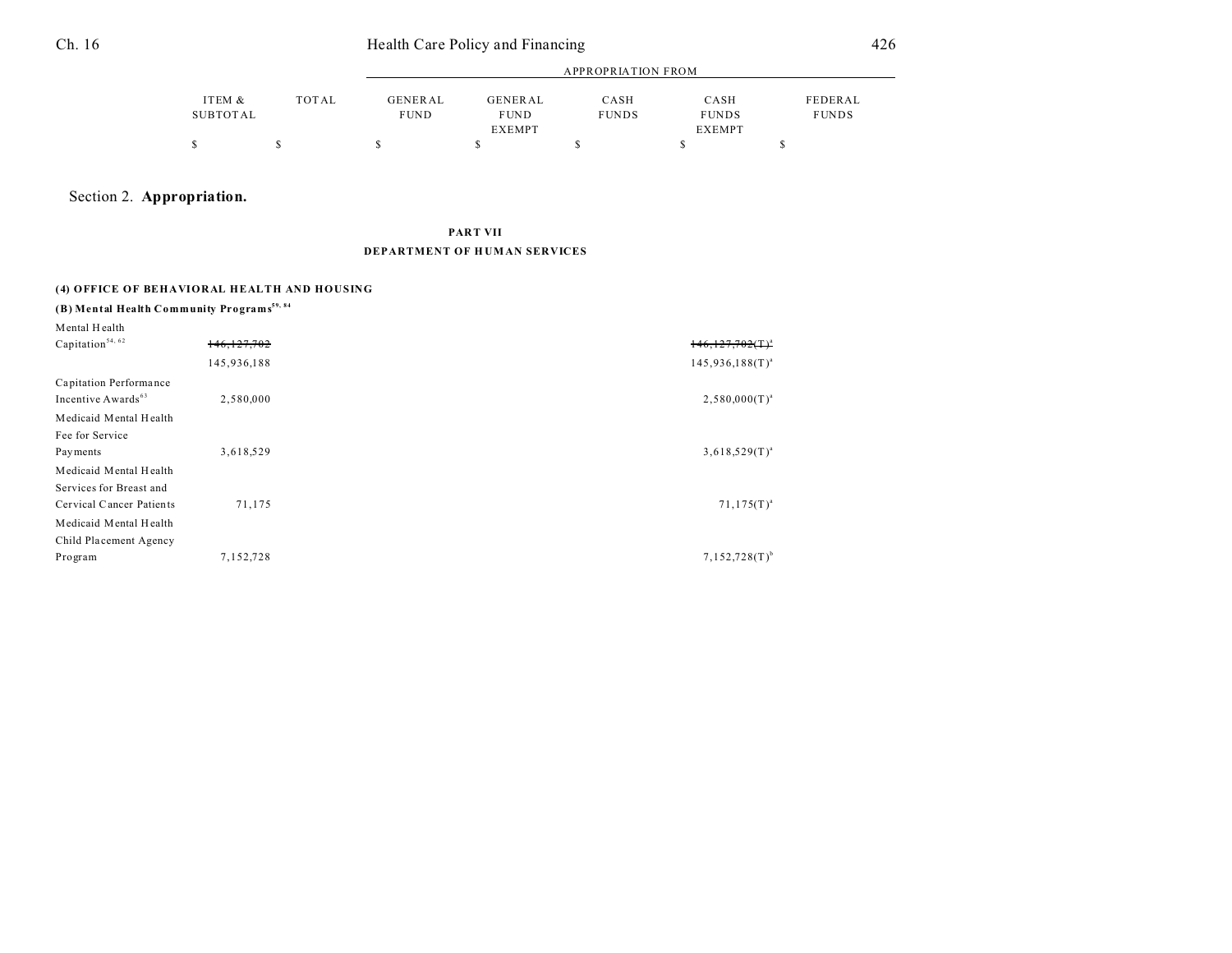Section 2. **Appropriation.**

**PART VII**
**DEPARTMENT OF HUMAN SERVICES**

**(4) OFFICE OF BEHAVIORAL HEALTH AND HOUSING**

**(B) Mental Health Community Programs**[59, 84]

| | ITEM & SUBTOTAL | TOTAL | GENERAL FUND | GENERAL FUND EXEMPT | CASH FUNDS | CASH FUNDS EXEMPT | FEDERAL FUNDS |
|---|---|---|---|---|---|---|---|
| | $ | $ | $ | $ | $ | $ | $ |
| Mental Health Capitation[54, 62] | ~~146,127,702~~ | | | | | ~~146,127,702(T)[a]~~ | |
| | 145,936,188 | | | | | 145,936,188(T)[a] | |
| Capitation Performance Incentive Awards[63] | 2,580,000 | | | | | 2,580,000(T)[a] | |
| Medicaid Mental Health Fee for Service Payments | 3,618,529 | | | | | 3,618,529(T)[a] | |
| Medicaid Mental Health Services for Breast and Cervical Cancer Patients | 71,175 | | | | | 71,175(T)[a] | |
| Medicaid Mental Health Child Placement Agency Program | 7,152,728 | | | | | 7,152,728(T)[b] | |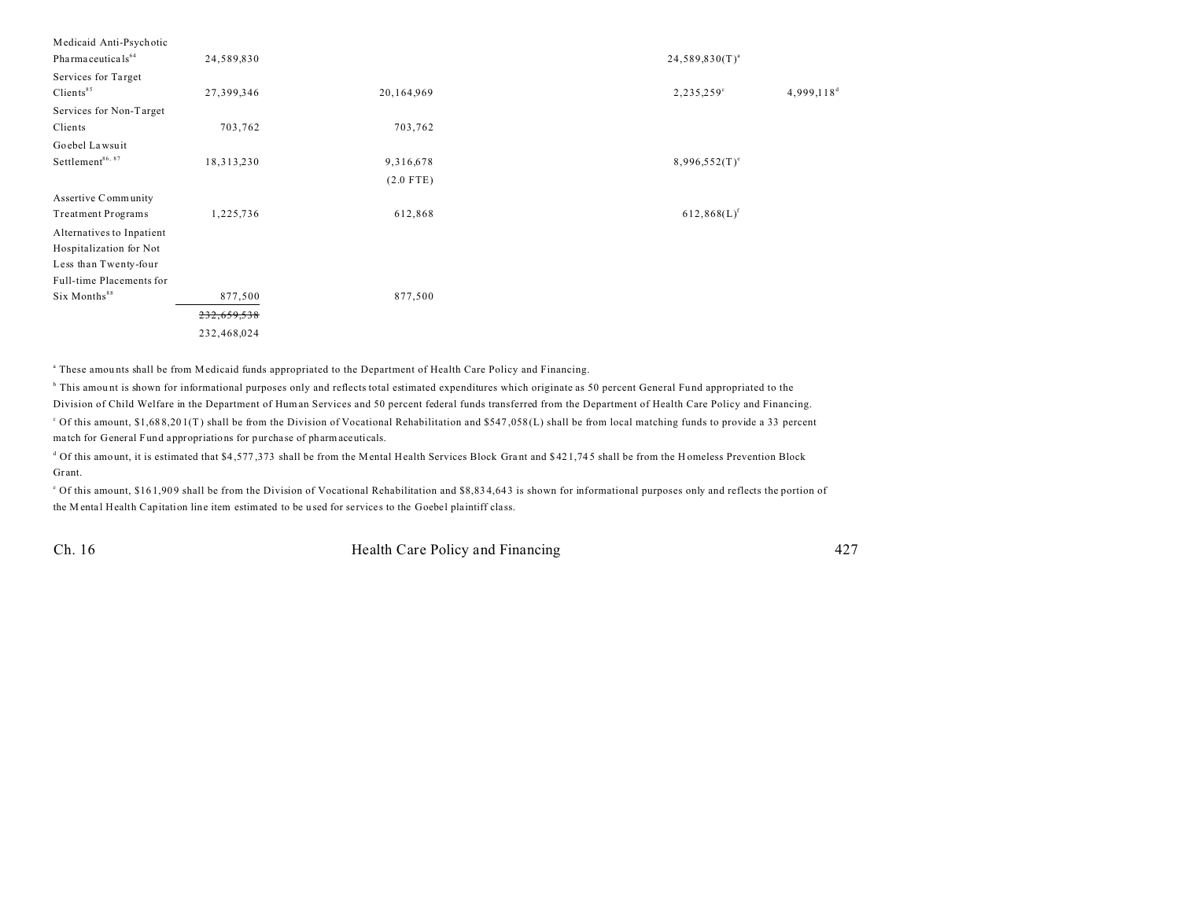| | | | | | |
|---|---|---|---|---|---|
| Medicaid Anti-Psychotic Pharmaceuticals[84] | 24,589,830 | | | 24,589,830(T)[a] | |
| Services for Target Clients[85] | 27,399,346 | 20,164,969 | | 2,235,259[c] | 4,999,118[d] |
| Services for Non-Target Clients | 703,762 | 703,762 | | | |
| Goebel Lawsuit Settlement[86, 87] | 18,313,230 | 9,316,678 (2.0 FTE) | | 8,996,552(T)[e] | |
| Assertive Community Treatment Programs | 1,225,736 | 612,868 | | 612,868(L)[f] | |
| Alternatives to Inpatient Hospitalization for Not Less than Twenty-four Full-time Placements for Six Months[88] | 877,500 | 877,500 | | | |
| | ~~232,659,538~~ 232,468,024 | | | | |

[a] These amounts shall be from Medicaid funds appropriated to the Department of Health Care Policy and Financing.

[b] This amount is shown for informational purposes only and reflects total estimated expenditures which originate as 50 percent General Fund appropriated to the Division of Child Welfare in the Department of Human Services and 50 percent federal funds transferred from the Department of Health Care Policy and Financing.

[c] Of this amount, $1,688,201(T) shall be from the Division of Vocational Rehabilitation and $547,058(L) shall be from local matching funds to provide a 33 percent match for General Fund appropriations for purchase of pharmaceuticals.

[d] Of this amount, it is estimated that $4,577,373 shall be from the Mental Health Services Block Grant and $421,745 shall be from the Homeless Prevention Block Grant.

[e] Of this amount, $161,909 shall be from the Division of Vocational Rehabilitation and $8,834,643 is shown for informational purposes only and reflects the portion of the Mental Health Capitation line item estimated to be used for services to the Goebel plaintiff class.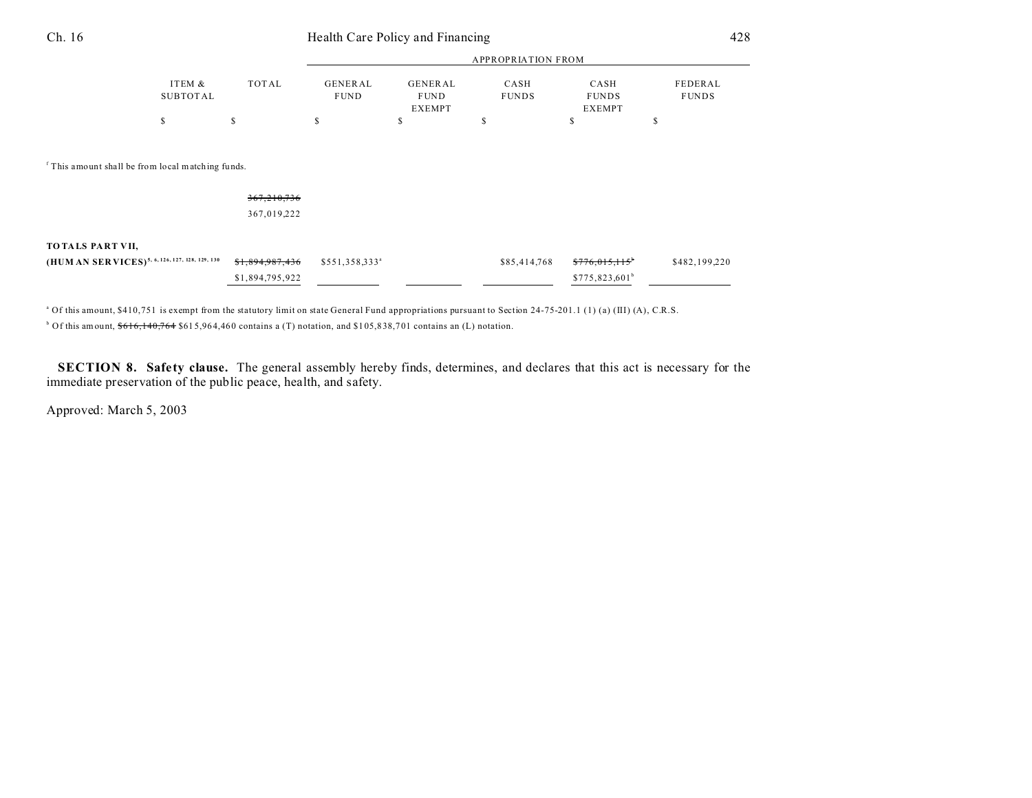| ITEM & SUBTOTAL | TOTAL | APPROPRIATION FROM GENERAL FUND | GENERAL FUND EXEMPT | CASH FUNDS | CASH FUNDS EXEMPT | FEDERAL FUNDS |
|---|---|---|---|---|---|---|
| $ | $ | $ | $ | $ | $ | $ |

[f] This amount shall be from local matching funds.

| | | | | | | |
|---|---|---|---|---|---|---|
| | ~~367,210,736~~ 367,019,222 | | | | | |
| **TOTALS PART VII, (HUMAN SERVICES)** [5, 6, 126, 127, 128, 129, 130] | ~~$1,894,987,436~~ $1,894,795,922 | $551,358,333[a] | | $85,414,768 | ~~$776,015,115~~[b] $775,823,601[b] | $482,199,220 |

[a] Of this amount, $410,751 is exempt from the statutory limit on state General Fund appropriations pursuant to Section 24-75-201.1 (1) (a) (III) (A), C.R.S.

[b] Of this amount, ~~$616,140,764~~ $615,964,460 contains a (T) notation, and $105,838,701 contains an (L) notation.

**SECTION 8. Safety clause.** The general assembly hereby finds, determines, and declares that this act is necessary for the immediate preservation of the public peace, health, and safety.

Approved: March 5, 2003